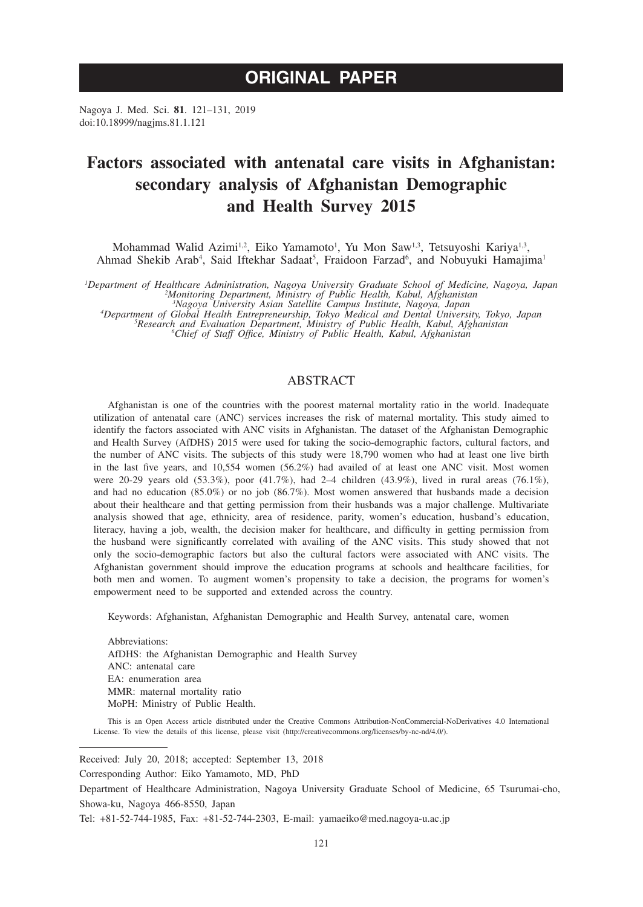# ORIGINAL PAPER

Nagoya J. Med. Sci. **81**. 121–131, 2019
doi:10.18999/nagjms.81.1.121

# Factors associated with antenatal care visits in Afghanistan: secondary analysis of Afghanistan Demographic and Health Survey 2015

Mohammad Walid Azimi[1,2], Eiko Yamamoto[1], Yu Mon Saw[1,3], Tetsuyoshi Kariya[1,3], Ahmad Shekib Arab[4], Said Iftekhar Sadaat[5], Fraidoon Farzad[6], and Nobuyuki Hamajima[1]

*[1]Department of Healthcare Administration, Nagoya University Graduate School of Medicine, Nagoya, Japan*
*[2]Monitoring Department, Ministry of Public Health, Kabul, Afghanistan*
*[3]Nagoya University Asian Satellite Campus Institute, Nagoya, Japan*
*[4]Department of Global Health Entrepreneurship, Tokyo Medical and Dental University, Tokyo, Japan*
*[5]Research and Evaluation Department, Ministry of Public Health, Kabul, Afghanistan*
*[6]Chief of Staff Office, Ministry of Public Health, Kabul, Afghanistan*

## ABSTRACT

Afghanistan is one of the countries with the poorest maternal mortality ratio in the world. Inadequate utilization of antenatal care (ANC) services increases the risk of maternal mortality. This study aimed to identify the factors associated with ANC visits in Afghanistan. The dataset of the Afghanistan Demographic and Health Survey (AfDHS) 2015 were used for taking the socio-demographic factors, cultural factors, and the number of ANC visits. The subjects of this study were 18,790 women who had at least one live birth in the last five years, and 10,554 women (56.2%) had availed of at least one ANC visit. Most women were 20-29 years old (53.3%), poor (41.7%), had 2–4 children (43.9%), lived in rural areas (76.1%), and had no education (85.0%) or no job (86.7%). Most women answered that husbands made a decision about their healthcare and that getting permission from their husbands was a major challenge. Multivariate analysis showed that age, ethnicity, area of residence, parity, women's education, husband's education, literacy, having a job, wealth, the decision maker for healthcare, and difficulty in getting permission from the husband were significantly correlated with availing of the ANC visits. This study showed that not only the socio-demographic factors but also the cultural factors were associated with ANC visits. The Afghanistan government should improve the education programs at schools and healthcare facilities, for both men and women. To augment women's propensity to take a decision, the programs for women's empowerment need to be supported and extended across the country.

Keywords: Afghanistan, Afghanistan Demographic and Health Survey, antenatal care, women

Abbreviations:
AfDHS: the Afghanistan Demographic and Health Survey
ANC: antenatal care
EA: enumeration area
MMR: maternal mortality ratio
MoPH: Ministry of Public Health.

This is an Open Access article distributed under the Creative Commons Attribution-NonCommercial-NoDerivatives 4.0 International License. To view the details of this license, please visit (http://creativecommons.org/licenses/by-nc-nd/4.0/).

---

Received: July 20, 2018; accepted: September 13, 2018

Corresponding Author: Eiko Yamamoto, MD, PhD

Department of Healthcare Administration, Nagoya University Graduate School of Medicine, 65 Tsurumai-cho, Showa-ku, Nagoya 466-8550, Japan

Tel: +81-52-744-1985, Fax: +81-52-744-2303, E-mail: yamaeiko@med.nagoya-u.ac.jp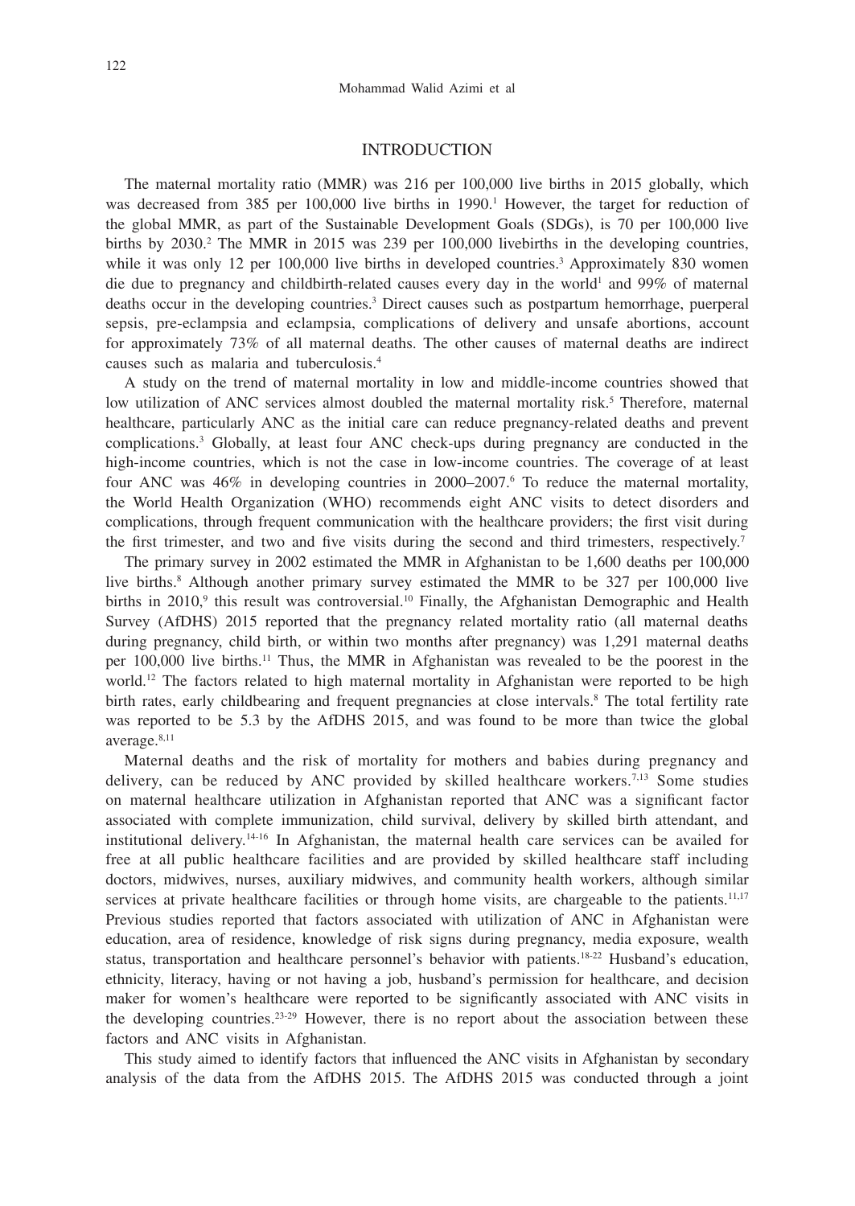## INTRODUCTION

The maternal mortality ratio (MMR) was 216 per 100,000 live births in 2015 globally, which was decreased from 385 per 100,000 live births in 1990.[1] However, the target for reduction of the global MMR, as part of the Sustainable Development Goals (SDGs), is 70 per 100,000 live births by 2030.[2] The MMR in 2015 was 239 per 100,000 livebirths in the developing countries, while it was only 12 per 100,000 live births in developed countries.[3] Approximately 830 women die due to pregnancy and childbirth-related causes every day in the world[1] and 99% of maternal deaths occur in the developing countries.[3] Direct causes such as postpartum hemorrhage, puerperal sepsis, pre-eclampsia and eclampsia, complications of delivery and unsafe abortions, account for approximately 73% of all maternal deaths. The other causes of maternal deaths are indirect causes such as malaria and tuberculosis.[4]

A study on the trend of maternal mortality in low and middle-income countries showed that low utilization of ANC services almost doubled the maternal mortality risk.[5] Therefore, maternal healthcare, particularly ANC as the initial care can reduce pregnancy-related deaths and prevent complications.[3] Globally, at least four ANC check-ups during pregnancy are conducted in the high-income countries, which is not the case in low-income countries. The coverage of at least four ANC was 46% in developing countries in 2000–2007.[6] To reduce the maternal mortality, the World Health Organization (WHO) recommends eight ANC visits to detect disorders and complications, through frequent communication with the healthcare providers; the first visit during the first trimester, and two and five visits during the second and third trimesters, respectively.[7]

The primary survey in 2002 estimated the MMR in Afghanistan to be 1,600 deaths per 100,000 live births.[8] Although another primary survey estimated the MMR to be 327 per 100,000 live births in 2010,[9] this result was controversial.[10] Finally, the Afghanistan Demographic and Health Survey (AfDHS) 2015 reported that the pregnancy related mortality ratio (all maternal deaths during pregnancy, child birth, or within two months after pregnancy) was 1,291 maternal deaths per 100,000 live births.[11] Thus, the MMR in Afghanistan was revealed to be the poorest in the world.[12] The factors related to high maternal mortality in Afghanistan were reported to be high birth rates, early childbearing and frequent pregnancies at close intervals.[8] The total fertility rate was reported to be 5.3 by the AfDHS 2015, and was found to be more than twice the global average.[8,11]

Maternal deaths and the risk of mortality for mothers and babies during pregnancy and delivery, can be reduced by ANC provided by skilled healthcare workers.[7,13] Some studies on maternal healthcare utilization in Afghanistan reported that ANC was a significant factor associated with complete immunization, child survival, delivery by skilled birth attendant, and institutional delivery.[14-16] In Afghanistan, the maternal health care services can be availed for free at all public healthcare facilities and are provided by skilled healthcare staff including doctors, midwives, nurses, auxiliary midwives, and community health workers, although similar services at private healthcare facilities or through home visits, are chargeable to the patients.[11,17] Previous studies reported that factors associated with utilization of ANC in Afghanistan were education, area of residence, knowledge of risk signs during pregnancy, media exposure, wealth status, transportation and healthcare personnel's behavior with patients.[18-22] Husband's education, ethnicity, literacy, having or not having a job, husband's permission for healthcare, and decision maker for women's healthcare were reported to be significantly associated with ANC visits in the developing countries.[23-29] However, there is no report about the association between these factors and ANC visits in Afghanistan.

This study aimed to identify factors that influenced the ANC visits in Afghanistan by secondary analysis of the data from the AfDHS 2015. The AfDHS 2015 was conducted through a joint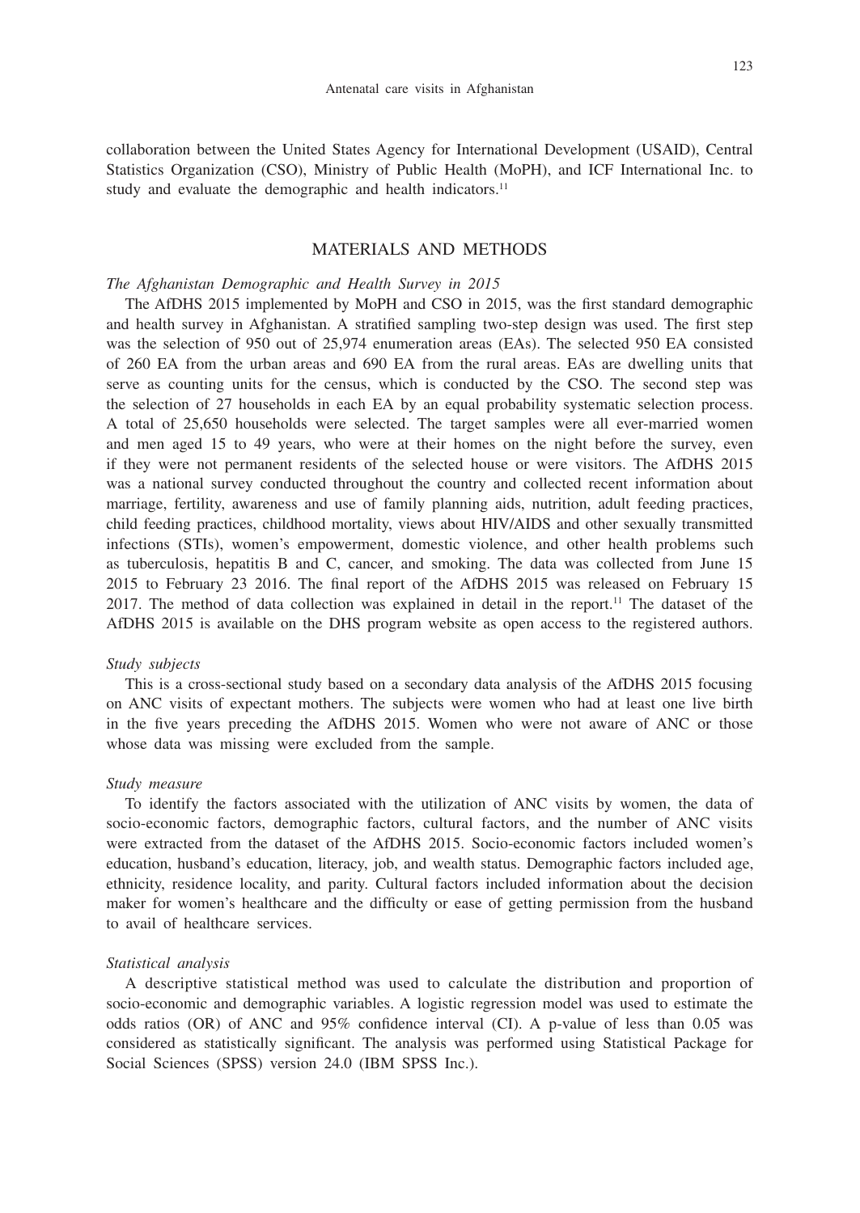collaboration between the United States Agency for International Development (USAID), Central Statistics Organization (CSO), Ministry of Public Health (MoPH), and ICF International Inc. to study and evaluate the demographic and health indicators.[11]

## MATERIALS AND METHODS

### *The Afghanistan Demographic and Health Survey in 2015*

The AfDHS 2015 implemented by MoPH and CSO in 2015, was the first standard demographic and health survey in Afghanistan. A stratified sampling two-step design was used. The first step was the selection of 950 out of 25,974 enumeration areas (EAs). The selected 950 EA consisted of 260 EA from the urban areas and 690 EA from the rural areas. EAs are dwelling units that serve as counting units for the census, which is conducted by the CSO. The second step was the selection of 27 households in each EA by an equal probability systematic selection process. A total of 25,650 households were selected. The target samples were all ever-married women and men aged 15 to 49 years, who were at their homes on the night before the survey, even if they were not permanent residents of the selected house or were visitors. The AfDHS 2015 was a national survey conducted throughout the country and collected recent information about marriage, fertility, awareness and use of family planning aids, nutrition, adult feeding practices, child feeding practices, childhood mortality, views about HIV/AIDS and other sexually transmitted infections (STIs), women's empowerment, domestic violence, and other health problems such as tuberculosis, hepatitis B and C, cancer, and smoking. The data was collected from June 15 2015 to February 23 2016. The final report of the AfDHS 2015 was released on February 15 2017. The method of data collection was explained in detail in the report.[11] The dataset of the AfDHS 2015 is available on the DHS program website as open access to the registered authors.

### *Study subjects*

This is a cross-sectional study based on a secondary data analysis of the AfDHS 2015 focusing on ANC visits of expectant mothers. The subjects were women who had at least one live birth in the five years preceding the AfDHS 2015. Women who were not aware of ANC or those whose data was missing were excluded from the sample.

### *Study measure*

To identify the factors associated with the utilization of ANC visits by women, the data of socio-economic factors, demographic factors, cultural factors, and the number of ANC visits were extracted from the dataset of the AfDHS 2015. Socio-economic factors included women's education, husband's education, literacy, job, and wealth status. Demographic factors included age, ethnicity, residence locality, and parity. Cultural factors included information about the decision maker for women's healthcare and the difficulty or ease of getting permission from the husband to avail of healthcare services.

### *Statistical analysis*

A descriptive statistical method was used to calculate the distribution and proportion of socio-economic and demographic variables. A logistic regression model was used to estimate the odds ratios (OR) of ANC and 95% confidence interval (CI). A p-value of less than 0.05 was considered as statistically significant. The analysis was performed using Statistical Package for Social Sciences (SPSS) version 24.0 (IBM SPSS Inc.).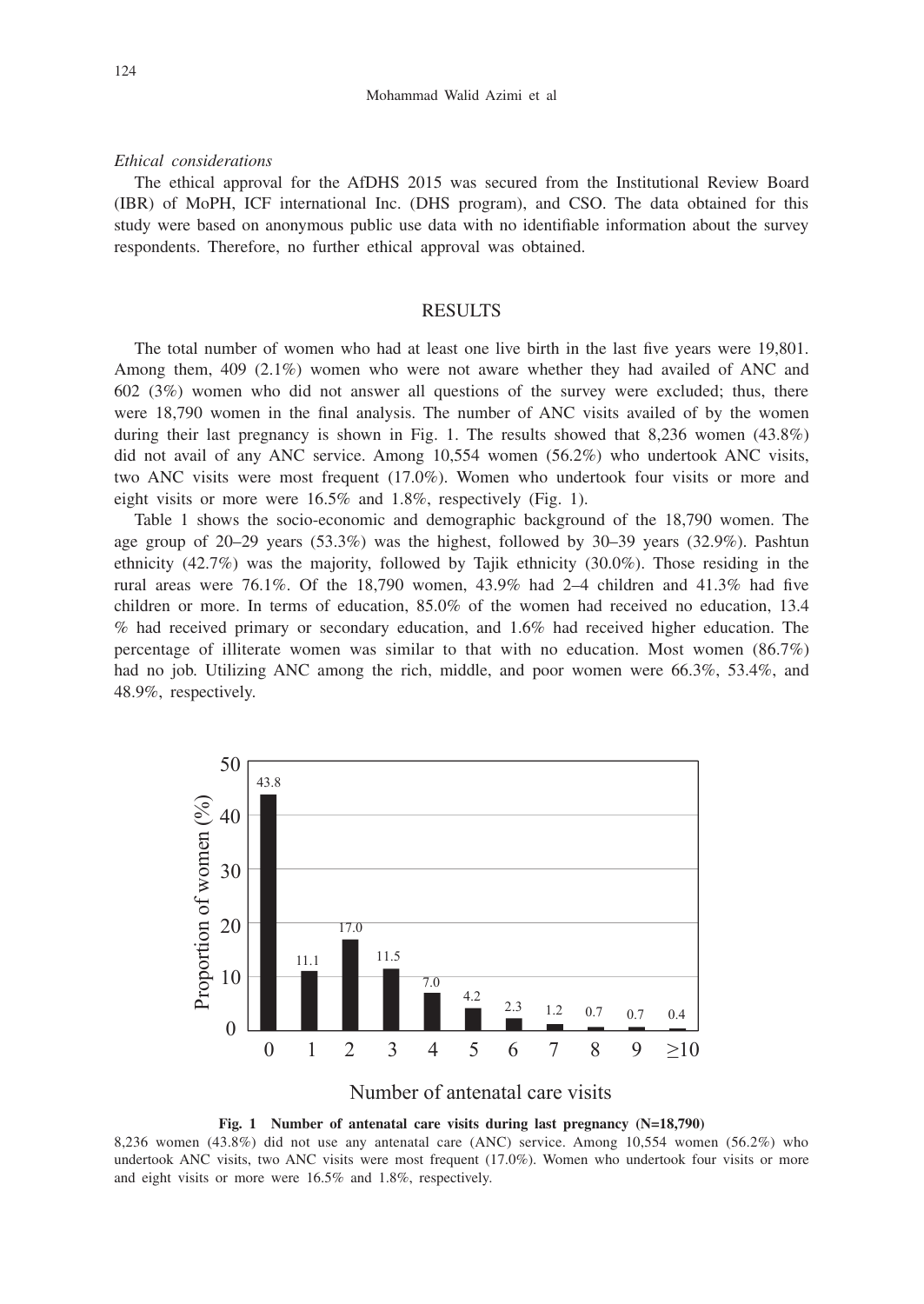*Ethical considerations*

The ethical approval for the AfDHS 2015 was secured from the Institutional Review Board (IBR) of MoPH, ICF international Inc. (DHS program), and CSO. The data obtained for this study were based on anonymous public use data with no identifiable information about the survey respondents. Therefore, no further ethical approval was obtained.

## RESULTS

The total number of women who had at least one live birth in the last five years were 19,801. Among them, 409 (2.1%) women who were not aware whether they had availed of ANC and 602 (3%) women who did not answer all questions of the survey were excluded; thus, there were 18,790 women in the final analysis. The number of ANC visits availed of by the women during their last pregnancy is shown in Fig. 1. The results showed that 8,236 women (43.8%) did not avail of any ANC service. Among 10,554 women (56.2%) who undertook ANC visits, two ANC visits were most frequent (17.0%). Women who undertook four visits or more and eight visits or more were 16.5% and 1.8%, respectively (Fig. 1).

Table 1 shows the socio-economic and demographic background of the 18,790 women. The age group of 20–29 years (53.3%) was the highest, followed by 30–39 years (32.9%). Pashtun ethnicity (42.7%) was the majority, followed by Tajik ethnicity (30.0%). Those residing in the rural areas were 76.1%. Of the 18,790 women, 43.9% had 2–4 children and 41.3% had five children or more. In terms of education, 85.0% of the women had received no education, 13.4 % had received primary or secondary education, and 1.6% had received higher education. The percentage of illiterate women was similar to that with no education. Most women (86.7%) had no job. Utilizing ANC among the rich, middle, and poor women were 66.3%, 53.4%, and 48.9%, respectively.

| Number of antenatal care visits | 0 | 1 | 2 | 3 | 4 | 5 | 6 | 7 | 8 | 9 | ≥10 |
|---|---|---|---|---|---|---|---|---|---|---|---|
| Proportion of women (%) | 43.8 | 11.1 | 17.0 | 11.5 | 7.0 | 4.2 | 2.3 | 1.2 | 0.7 | 0.7 | 0.4 |

**Fig. 1 Number of antenatal care visits during last pregnancy (N=18,790)**

8,236 women (43.8%) did not use any antenatal care (ANC) service. Among 10,554 women (56.2%) who undertook ANC visits, two ANC visits were most frequent (17.0%). Women who undertook four visits or more and eight visits or more were 16.5% and 1.8%, respectively.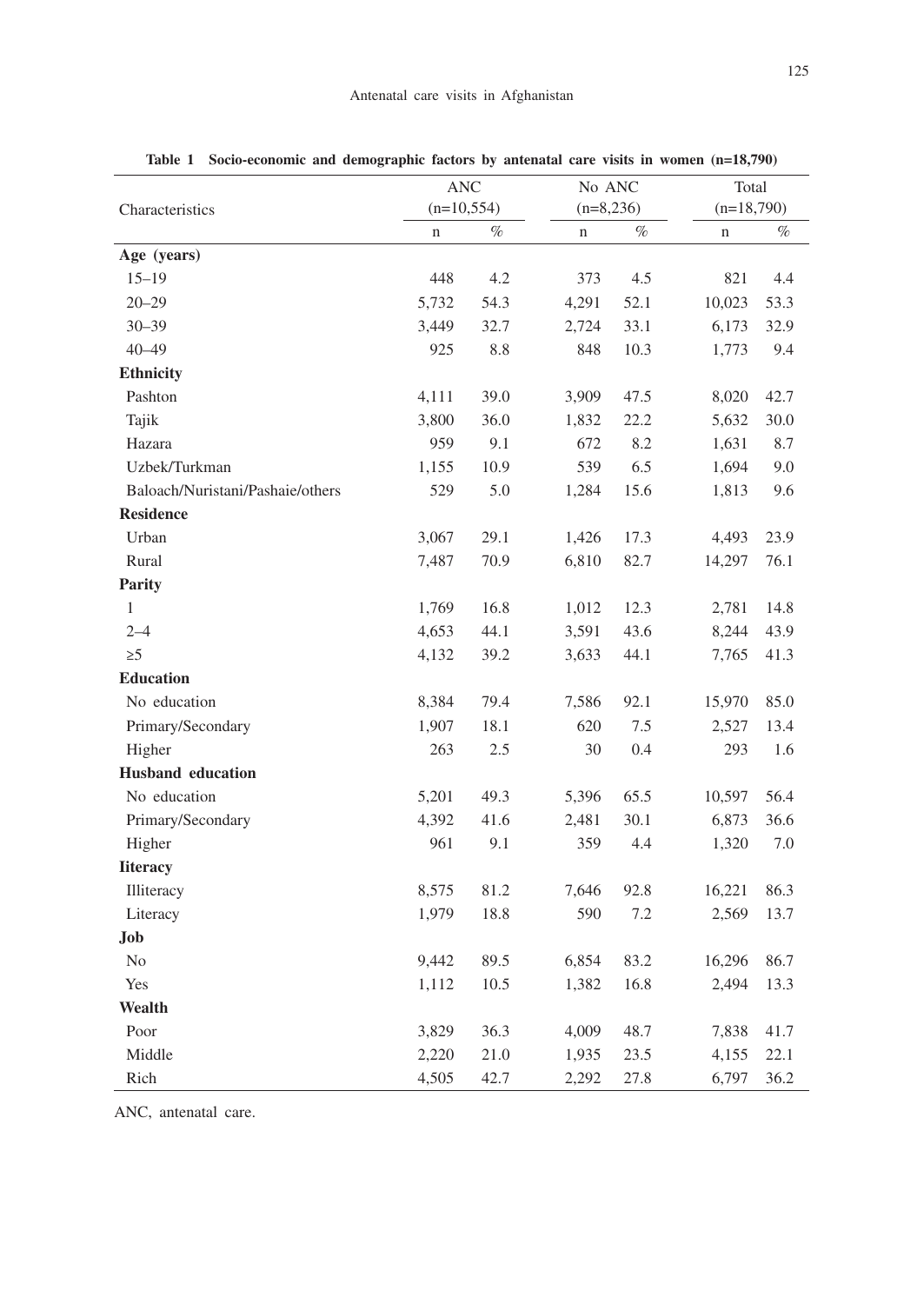**Table 1 Socio-economic and demographic factors by antenatal care visits in women (n=18,790)**

| Characteristics | ANC (n=10,554) | | No ANC (n=8,236) | | Total (n=18,790) | |
|---|---|---|---|---|---|---|
| | n | % | n | % | n | % |
| **Age (years)** | | | | | | |
| 15–19 | 448 | 4.2 | 373 | 4.5 | 821 | 4.4 |
| 20–29 | 5,732 | 54.3 | 4,291 | 52.1 | 10,023 | 53.3 |
| 30–39 | 3,449 | 32.7 | 2,724 | 33.1 | 6,173 | 32.9 |
| 40–49 | 925 | 8.8 | 848 | 10.3 | 1,773 | 9.4 |
| **Ethnicity** | | | | | | |
| Pashton | 4,111 | 39.0 | 3,909 | 47.5 | 8,020 | 42.7 |
| Tajik | 3,800 | 36.0 | 1,832 | 22.2 | 5,632 | 30.0 |
| Hazara | 959 | 9.1 | 672 | 8.2 | 1,631 | 8.7 |
| Uzbek/Turkman | 1,155 | 10.9 | 539 | 6.5 | 1,694 | 9.0 |
| Baloach/Nuristani/Pashaie/others | 529 | 5.0 | 1,284 | 15.6 | 1,813 | 9.6 |
| **Residence** | | | | | | |
| Urban | 3,067 | 29.1 | 1,426 | 17.3 | 4,493 | 23.9 |
| Rural | 7,487 | 70.9 | 6,810 | 82.7 | 14,297 | 76.1 |
| **Parity** | | | | | | |
| 1 | 1,769 | 16.8 | 1,012 | 12.3 | 2,781 | 14.8 |
| 2–4 | 4,653 | 44.1 | 3,591 | 43.6 | 8,244 | 43.9 |
| ≥5 | 4,132 | 39.2 | 3,633 | 44.1 | 7,765 | 41.3 |
| **Education** | | | | | | |
| No education | 8,384 | 79.4 | 7,586 | 92.1 | 15,970 | 85.0 |
| Primary/Secondary | 1,907 | 18.1 | 620 | 7.5 | 2,527 | 13.4 |
| Higher | 263 | 2.5 | 30 | 0.4 | 293 | 1.6 |
| **Husband education** | | | | | | |
| No education | 5,201 | 49.3 | 5,396 | 65.5 | 10,597 | 56.4 |
| Primary/Secondary | 4,392 | 41.6 | 2,481 | 30.1 | 6,873 | 36.6 |
| Higher | 961 | 9.1 | 359 | 4.4 | 1,320 | 7.0 |
| **Iiteracy** | | | | | | |
| Illiteracy | 8,575 | 81.2 | 7,646 | 92.8 | 16,221 | 86.3 |
| Literacy | 1,979 | 18.8 | 590 | 7.2 | 2,569 | 13.7 |
| **Job** | | | | | | |
| No | 9,442 | 89.5 | 6,854 | 83.2 | 16,296 | 86.7 |
| Yes | 1,112 | 10.5 | 1,382 | 16.8 | 2,494 | 13.3 |
| **Wealth** | | | | | | |
| Poor | 3,829 | 36.3 | 4,009 | 48.7 | 7,838 | 41.7 |
| Middle | 2,220 | 21.0 | 1,935 | 23.5 | 4,155 | 22.1 |
| Rich | 4,505 | 42.7 | 2,292 | 27.8 | 6,797 | 36.2 |

ANC, antenatal care.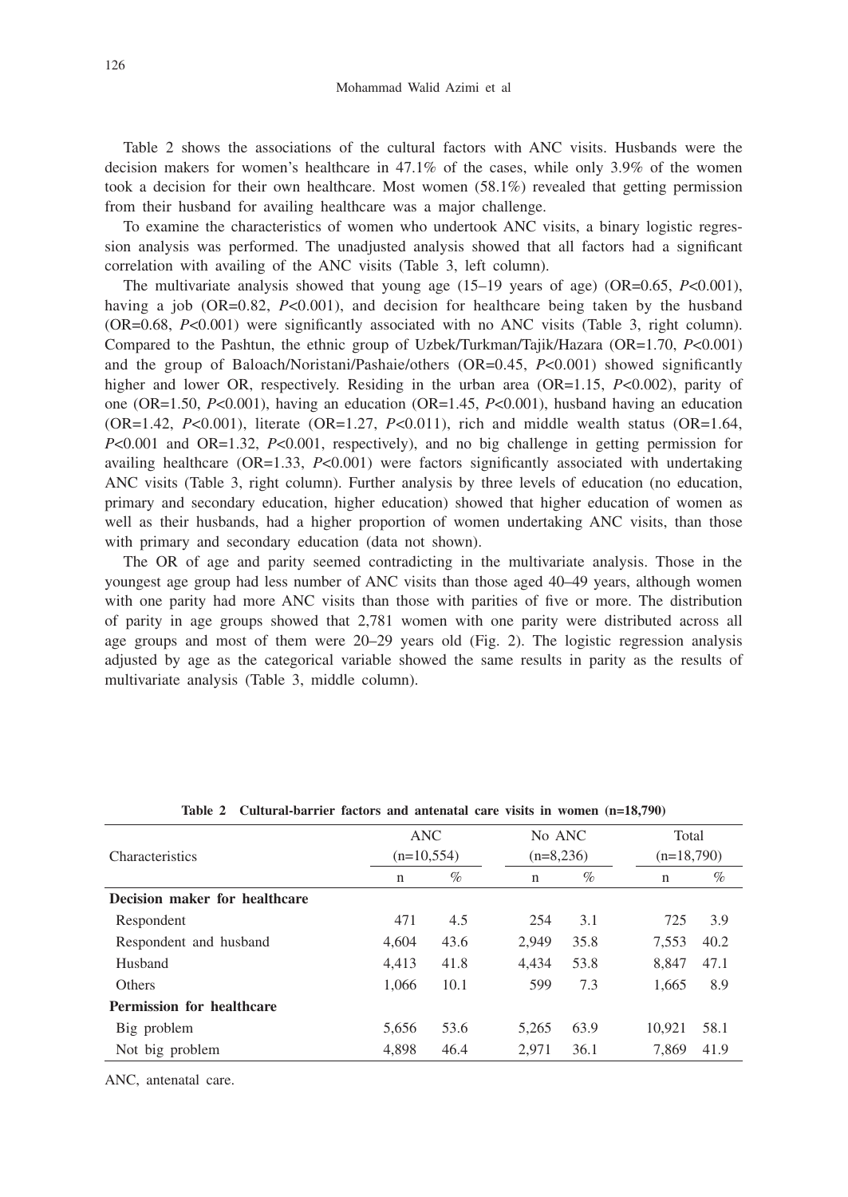Table 2 shows the associations of the cultural factors with ANC visits. Husbands were the decision makers for women's healthcare in 47.1% of the cases, while only 3.9% of the women took a decision for their own healthcare. Most women (58.1%) revealed that getting permission from their husband for availing healthcare was a major challenge.

To examine the characteristics of women who undertook ANC visits, a binary logistic regression analysis was performed. The unadjusted analysis showed that all factors had a significant correlation with availing of the ANC visits (Table 3, left column).

The multivariate analysis showed that young age (15–19 years of age) (OR=0.65, $P<0.001$), having a job (OR=0.82, $P<0.001$), and decision for healthcare being taken by the husband (OR=0.68, $P<0.001$) were significantly associated with no ANC visits (Table 3, right column). Compared to the Pashtun, the ethnic group of Uzbek/Turkman/Tajik/Hazara (OR=1.70, $P<0.001$) and the group of Baloach/Noristani/Pashaie/others (OR=0.45, $P<0.001$) showed significantly higher and lower OR, respectively. Residing in the urban area (OR=1.15, $P<0.002$), parity of one (OR=1.50, $P<0.001$), having an education (OR=1.45, $P<0.001$), husband having an education (OR=1.42, $P<0.001$), literate (OR=1.27, $P<0.011$), rich and middle wealth status (OR=1.64, $P<0.001$ and OR=1.32, $P<0.001$, respectively), and no big challenge in getting permission for availing healthcare (OR=1.33, $P<0.001$) were factors significantly associated with undertaking ANC visits (Table 3, right column). Further analysis by three levels of education (no education, primary and secondary education, higher education) showed that higher education of women as well as their husbands, had a higher proportion of women undertaking ANC visits, than those with primary and secondary education (data not shown).

The OR of age and parity seemed contradicting in the multivariate analysis. Those in the youngest age group had less number of ANC visits than those aged 40–49 years, although women with one parity had more ANC visits than those with parities of five or more. The distribution of parity in age groups showed that 2,781 women with one parity were distributed across all age groups and most of them were 20–29 years old (Fig. 2). The logistic regression analysis adjusted by age as the categorical variable showed the same results in parity as the results of multivariate analysis (Table 3, middle column).

**Table 2 Cultural-barrier factors and antenatal care visits in women (n=18,790)**

| Characteristics | ANC (n=10,554) | | No ANC (n=8,236) | | Total (n=18,790) | |
|---|---|---|---|---|---|---|
| | n | % | n | % | n | % |
| **Decision maker for healthcare** | | | | | | |
| Respondent | 471 | 4.5 | 254 | 3.1 | 725 | 3.9 |
| Respondent and husband | 4,604 | 43.6 | 2,949 | 35.8 | 7,553 | 40.2 |
| Husband | 4,413 | 41.8 | 4,434 | 53.8 | 8,847 | 47.1 |
| Others | 1,066 | 10.1 | 599 | 7.3 | 1,665 | 8.9 |
| **Permission for healthcare** | | | | | | |
| Big problem | 5,656 | 53.6 | 5,265 | 63.9 | 10,921 | 58.1 |
| Not big problem | 4,898 | 46.4 | 2,971 | 36.1 | 7,869 | 41.9 |

ANC, antenatal care.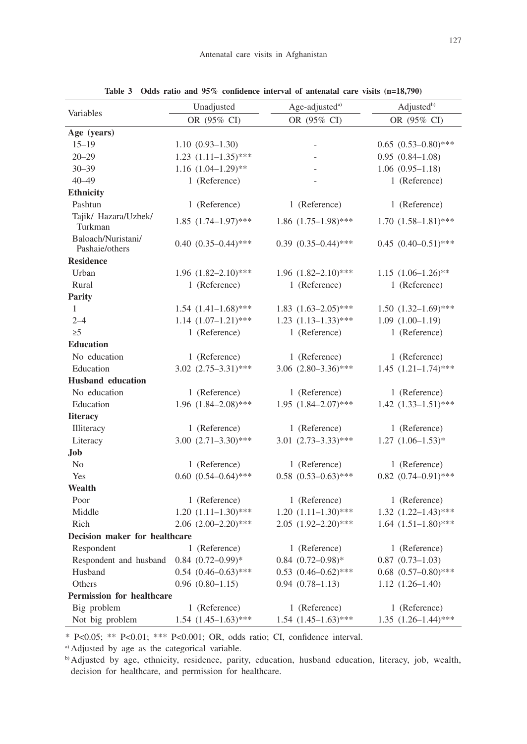**Table 3 Odds ratio and 95% confidence interval of antenatal care visits (n=18,790)**

| Variables | Unadjusted | Age-adjusted[a] | Adjusted[b] |
|---|---|---|---|
| | OR (95% CI) | OR (95% CI) | OR (95% CI) |
| **Age (years)** | | | |
| 15–19 | 1.10 (0.93–1.30) | - | 0.65 (0.53–0.80)*** |
| 20–29 | 1.23 (1.11–1.35)*** | - | 0.95 (0.84–1.08) |
| 30–39 | 1.16 (1.04–1.29)** | - | 1.06 (0.95–1.18) |
| 40–49 | 1 (Reference) | - | 1 (Reference) |
| **Ethnicity** | | | |
| Pashtun | 1 (Reference) | 1 (Reference) | 1 (Reference) |
| Tajik/ Hazara/Uzbek/ Turkman | 1.85 (1.74–1.97)*** | 1.86 (1.75–1.98)*** | 1.70 (1.58–1.81)*** |
| Baloach/Nuristani/ Pashaie/others | 0.40 (0.35–0.44)*** | 0.39 (0.35–0.44)*** | 0.45 (0.40–0.51)*** |
| **Residence** | | | |
| Urban | 1.96 (1.82–2.10)*** | 1.96 (1.82–2.10)*** | 1.15 (1.06–1.26)** |
| Rural | 1 (Reference) | 1 (Reference) | 1 (Reference) |
| **Parity** | | | |
| 1 | 1.54 (1.41–1.68)*** | 1.83 (1.63–2.05)*** | 1.50 (1.32–1.69)*** |
| 2–4 | 1.14 (1.07–1.21)*** | 1.23 (1.13–1.33)*** | 1.09 (1.00–1.19) |
| ≥5 | 1 (Reference) | 1 (Reference) | 1 (Reference) |
| **Education** | | | |
| No education | 1 (Reference) | 1 (Reference) | 1 (Reference) |
| Education | 3.02 (2.75–3.31)*** | 3.06 (2.80–3.36)*** | 1.45 (1.21–1.74)*** |
| **Husband education** | | | |
| No education | 1 (Reference) | 1 (Reference) | 1 (Reference) |
| Education | 1.96 (1.84–2.08)*** | 1.95 (1.84–2.07)*** | 1.42 (1.33–1.51)*** |
| **literacy** | | | |
| Illiteracy | 1 (Reference) | 1 (Reference) | 1 (Reference) |
| Literacy | 3.00 (2.71–3.30)*** | 3.01 (2.73–3.33)*** | 1.27 (1.06–1.53)* |
| **Job** | | | |
| No | 1 (Reference) | 1 (Reference) | 1 (Reference) |
| Yes | 0.60 (0.54–0.64)*** | 0.58 (0.53–0.63)*** | 0.82 (0.74–0.91)*** |
| **Wealth** | | | |
| Poor | 1 (Reference) | 1 (Reference) | 1 (Reference) |
| Middle | 1.20 (1.11–1.30)*** | 1.20 (1.11–1.30)*** | 1.32 (1.22–1.43)*** |
| Rich | 2.06 (2.00–2.20)*** | 2.05 (1.92–2.20)*** | 1.64 (1.51–1.80)*** |
| **Decision maker for healthcare** | | | |
| Respondent | 1 (Reference) | 1 (Reference) | 1 (Reference) |
| Respondent and husband | 0.84 (0.72–0.99)* | 0.84 (0.72–0.98)* | 0.87 (0.73–1.03) |
| Husband | 0.54 (0.46–0.63)*** | 0.53 (0.46–0.62)*** | 0.68 (0.57–0.80)*** |
| Others | 0.96 (0.80–1.15) | 0.94 (0.78–1.13) | 1.12 (1.26–1.40) |
| **Permission for healthcare** | | | |
| Big problem | 1 (Reference) | 1 (Reference) | 1 (Reference) |
| Not big problem | 1.54 (1.45–1.63)*** | 1.54 (1.45–1.63)*** | 1.35 (1.26–1.44)*** |

\* P<0.05; ** P<0.01; *** P<0.001; OR, odds ratio; CI, confidence interval.

[a] Adjusted by age as the categorical variable.

[b] Adjusted by age, ethnicity, residence, parity, education, husband education, literacy, job, wealth, decision for healthcare, and permission for healthcare.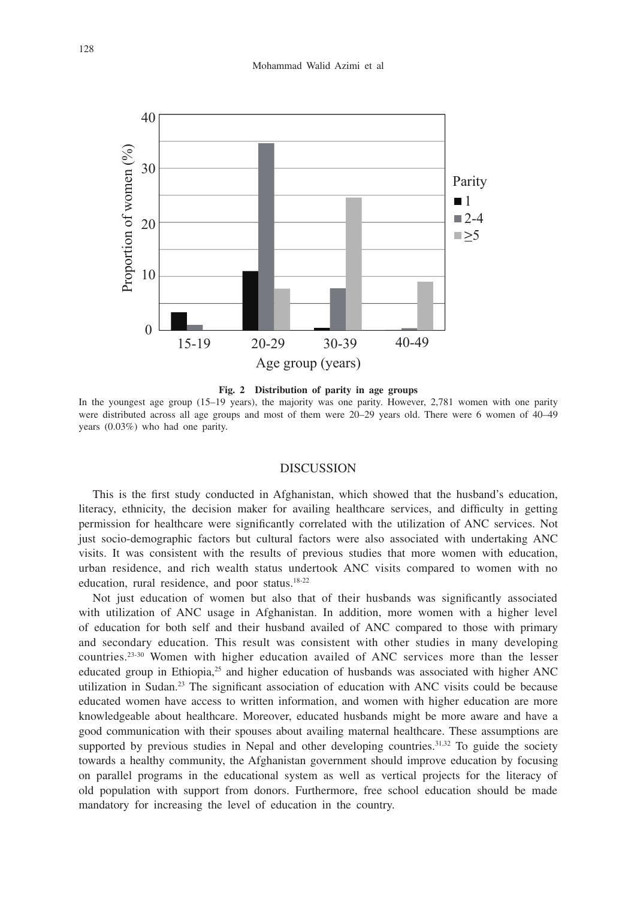**Fig. 2 Distribution of parity in age groups**

In the youngest age group (15–19 years), the majority was one parity. However, 2,781 women with one parity were distributed across all age groups and most of them were 20–29 years old. There were 6 women of 40–49 years (0.03%) who had one parity.

## DISCUSSION

This is the first study conducted in Afghanistan, which showed that the husband's education, literacy, ethnicity, the decision maker for availing healthcare services, and difficulty in getting permission for healthcare were significantly correlated with the utilization of ANC services. Not just socio-demographic factors but cultural factors were also associated with undertaking ANC visits. It was consistent with the results of previous studies that more women with education, urban residence, and rich wealth status undertook ANC visits compared to women with no education, rural residence, and poor status.[18-22]

Not just education of women but also that of their husbands was significantly associated with utilization of ANC usage in Afghanistan. In addition, more women with a higher level of education for both self and their husband availed of ANC compared to those with primary and secondary education. This result was consistent with other studies in many developing countries.[23-30] Women with higher education availed of ANC services more than the lesser educated group in Ethiopia,[25] and higher education of husbands was associated with higher ANC utilization in Sudan.[23] The significant association of education with ANC visits could be because educated women have access to written information, and women with higher education are more knowledgeable about healthcare. Moreover, educated husbands might be more aware and have a good communication with their spouses about availing maternal healthcare. These assumptions are supported by previous studies in Nepal and other developing countries.[31,32] To guide the society towards a healthy community, the Afghanistan government should improve education by focusing on parallel programs in the educational system as well as vertical projects for the literacy of old population with support from donors. Furthermore, free school education should be made mandatory for increasing the level of education in the country.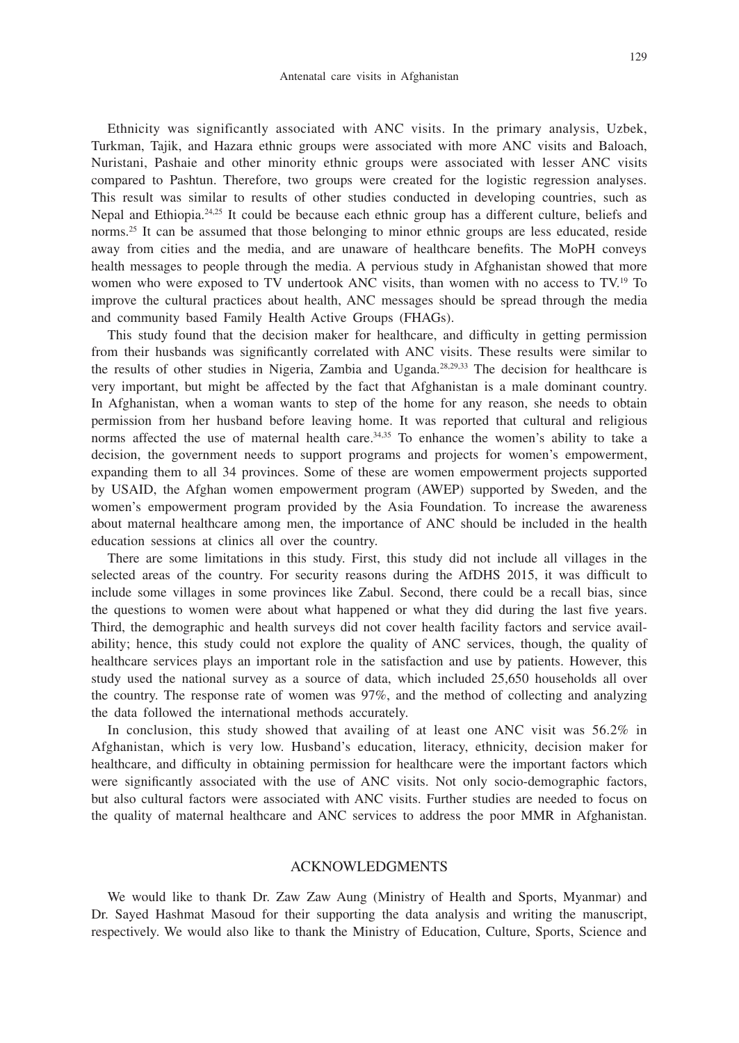Ethnicity was significantly associated with ANC visits. In the primary analysis, Uzbek, Turkman, Tajik, and Hazara ethnic groups were associated with more ANC visits and Baloach, Nuristani, Pashaie and other minority ethnic groups were associated with lesser ANC visits compared to Pashtun. Therefore, two groups were created for the logistic regression analyses. This result was similar to results of other studies conducted in developing countries, such as Nepal and Ethiopia.[24,25] It could be because each ethnic group has a different culture, beliefs and norms.[25] It can be assumed that those belonging to minor ethnic groups are less educated, reside away from cities and the media, and are unaware of healthcare benefits. The MoPH conveys health messages to people through the media. A pervious study in Afghanistan showed that more women who were exposed to TV undertook ANC visits, than women with no access to TV.[19] To improve the cultural practices about health, ANC messages should be spread through the media and community based Family Health Active Groups (FHAGs).

This study found that the decision maker for healthcare, and difficulty in getting permission from their husbands was significantly correlated with ANC visits. These results were similar to the results of other studies in Nigeria, Zambia and Uganda.[28,29,33] The decision for healthcare is very important, but might be affected by the fact that Afghanistan is a male dominant country. In Afghanistan, when a woman wants to step of the home for any reason, she needs to obtain permission from her husband before leaving home. It was reported that cultural and religious norms affected the use of maternal health care.[34,35] To enhance the women's ability to take a decision, the government needs to support programs and projects for women's empowerment, expanding them to all 34 provinces. Some of these are women empowerment projects supported by USAID, the Afghan women empowerment program (AWEP) supported by Sweden, and the women's empowerment program provided by the Asia Foundation. To increase the awareness about maternal healthcare among men, the importance of ANC should be included in the health education sessions at clinics all over the country.

There are some limitations in this study. First, this study did not include all villages in the selected areas of the country. For security reasons during the AfDHS 2015, it was difficult to include some villages in some provinces like Zabul. Second, there could be a recall bias, since the questions to women were about what happened or what they did during the last five years. Third, the demographic and health surveys did not cover health facility factors and service availability; hence, this study could not explore the quality of ANC services, though, the quality of healthcare services plays an important role in the satisfaction and use by patients. However, this study used the national survey as a source of data, which included 25,650 households all over the country. The response rate of women was 97%, and the method of collecting and analyzing the data followed the international methods accurately.

In conclusion, this study showed that availing of at least one ANC visit was 56.2% in Afghanistan, which is very low. Husband's education, literacy, ethnicity, decision maker for healthcare, and difficulty in obtaining permission for healthcare were the important factors which were significantly associated with the use of ANC visits. Not only socio-demographic factors, but also cultural factors were associated with ANC visits. Further studies are needed to focus on the quality of maternal healthcare and ANC services to address the poor MMR in Afghanistan.

## ACKNOWLEDGMENTS

We would like to thank Dr. Zaw Zaw Aung (Ministry of Health and Sports, Myanmar) and Dr. Sayed Hashmat Masoud for their supporting the data analysis and writing the manuscript, respectively. We would also like to thank the Ministry of Education, Culture, Sports, Science and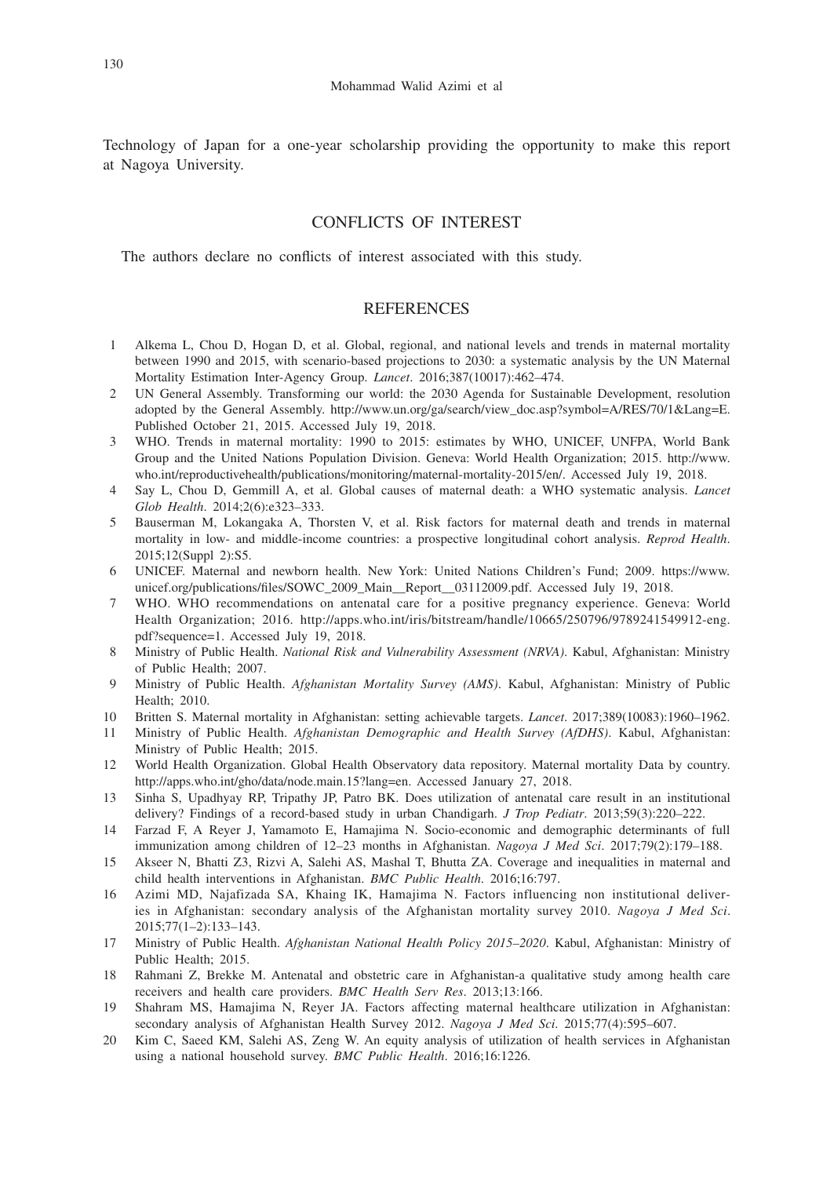Technology of Japan for a one-year scholarship providing the opportunity to make this report at Nagoya University.

## CONFLICTS OF INTEREST

The authors declare no conflicts of interest associated with this study.

## REFERENCES

1. Alkema L, Chou D, Hogan D, et al. Global, regional, and national levels and trends in maternal mortality between 1990 and 2015, with scenario-based projections to 2030: a systematic analysis by the UN Maternal Mortality Estimation Inter-Agency Group. *Lancet*. 2016;387(10017):462–474.
2. UN General Assembly. Transforming our world: the 2030 Agenda for Sustainable Development, resolution adopted by the General Assembly. http://www.un.org/ga/search/view_doc.asp?symbol=A/RES/70/1&Lang=E. Published October 21, 2015. Accessed July 19, 2018.
3. WHO. Trends in maternal mortality: 1990 to 2015: estimates by WHO, UNICEF, UNFPA, World Bank Group and the United Nations Population Division. Geneva: World Health Organization; 2015. http://www.who.int/reproductivehealth/publications/monitoring/maternal-mortality-2015/en/. Accessed July 19, 2018.
4. Say L, Chou D, Gemmill A, et al. Global causes of maternal death: a WHO systematic analysis. *Lancet Glob Health*. 2014;2(6):e323–333.
5. Bauserman M, Lokangaka A, Thorsten V, et al. Risk factors for maternal death and trends in maternal mortality in low- and middle-income countries: a prospective longitudinal cohort analysis. *Reprod Health*. 2015;12(Suppl 2):S5.
6. UNICEF. Maternal and newborn health. New York: United Nations Children's Fund; 2009. https://www.unicef.org/publications/files/SOWC_2009_Main__Report__03112009.pdf. Accessed July 19, 2018.
7. WHO. WHO recommendations on antenatal care for a positive pregnancy experience. Geneva: World Health Organization; 2016. http://apps.who.int/iris/bitstream/handle/10665/250796/9789241549912-eng.pdf?sequence=1. Accessed July 19, 2018.
8. Ministry of Public Health. *National Risk and Vulnerability Assessment (NRVA)*. Kabul, Afghanistan: Ministry of Public Health; 2007.
9. Ministry of Public Health. *Afghanistan Mortality Survey (AMS)*. Kabul, Afghanistan: Ministry of Public Health; 2010.
10. Britten S. Maternal mortality in Afghanistan: setting achievable targets. *Lancet*. 2017;389(10083):1960–1962.
11. Ministry of Public Health. *Afghanistan Demographic and Health Survey (AfDHS)*. Kabul, Afghanistan: Ministry of Public Health; 2015.
12. World Health Organization. Global Health Observatory data repository. Maternal mortality Data by country. http://apps.who.int/gho/data/node.main.15?lang=en. Accessed January 27, 2018.
13. Sinha S, Upadhyay RP, Tripathy JP, Patro BK. Does utilization of antenatal care result in an institutional delivery? Findings of a record-based study in urban Chandigarh. *J Trop Pediatr*. 2013;59(3):220–222.
14. Farzad F, A Reyer J, Yamamoto E, Hamajima N. Socio-economic and demographic determinants of full immunization among children of 12–23 months in Afghanistan. *Nagoya J Med Sci*. 2017;79(2):179–188.
15. Akseer N, Bhatti Z3, Rizvi A, Salehi AS, Mashal T, Bhutta ZA. Coverage and inequalities in maternal and child health interventions in Afghanistan. *BMC Public Health*. 2016;16:797.
16. Azimi MD, Najafizada SA, Khaing IK, Hamajima N. Factors influencing non institutional deliveries in Afghanistan: secondary analysis of the Afghanistan mortality survey 2010. *Nagoya J Med Sci*. 2015;77(1–2):133–143.
17. Ministry of Public Health. *Afghanistan National Health Policy 2015–2020*. Kabul, Afghanistan: Ministry of Public Health; 2015.
18. Rahmani Z, Brekke M. Antenatal and obstetric care in Afghanistan-a qualitative study among health care receivers and health care providers. *BMC Health Serv Res*. 2013;13:166.
19. Shahram MS, Hamajima N, Reyer JA. Factors affecting maternal healthcare utilization in Afghanistan: secondary analysis of Afghanistan Health Survey 2012. *Nagoya J Med Sci*. 2015;77(4):595–607.
20. Kim C, Saeed KM, Salehi AS, Zeng W. An equity analysis of utilization of health services in Afghanistan using a national household survey. *BMC Public Health*. 2016;16:1226.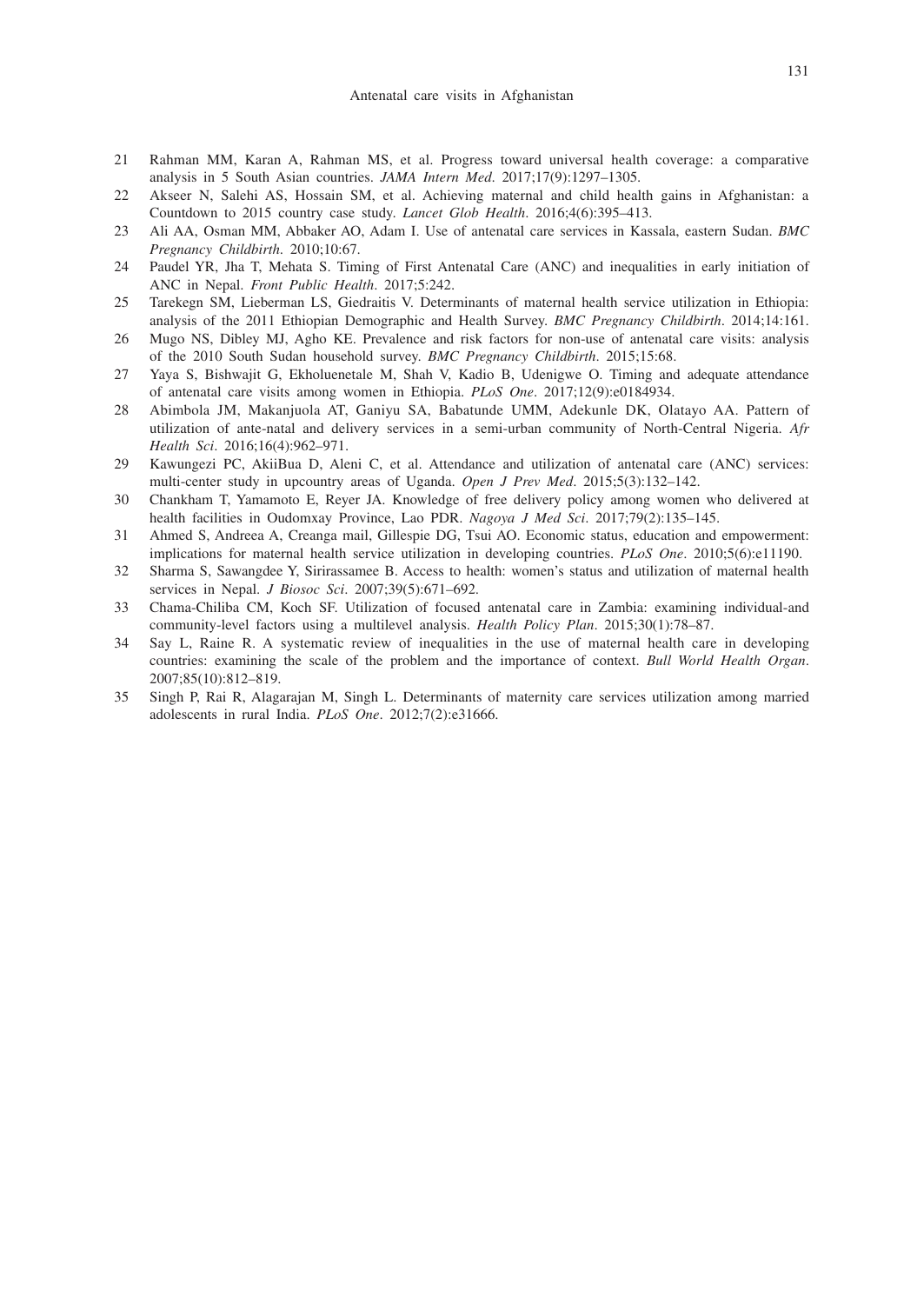21 Rahman MM, Karan A, Rahman MS, et al. Progress toward universal health coverage: a comparative analysis in 5 South Asian countries. *JAMA Intern Med*. 2017;17(9):1297–1305.

22 Akseer N, Salehi AS, Hossain SM, et al. Achieving maternal and child health gains in Afghanistan: a Countdown to 2015 country case study. *Lancet Glob Health*. 2016;4(6):395–413.

23 Ali AA, Osman MM, Abbaker AO, Adam I. Use of antenatal care services in Kassala, eastern Sudan. *BMC Pregnancy Childbirth*. 2010;10:67.

24 Paudel YR, Jha T, Mehata S. Timing of First Antenatal Care (ANC) and inequalities in early initiation of ANC in Nepal. *Front Public Health*. 2017;5:242.

25 Tarekegn SM, Lieberman LS, Giedraitis V. Determinants of maternal health service utilization in Ethiopia: analysis of the 2011 Ethiopian Demographic and Health Survey. *BMC Pregnancy Childbirth*. 2014;14:161.

26 Mugo NS, Dibley MJ, Agho KE. Prevalence and risk factors for non-use of antenatal care visits: analysis of the 2010 South Sudan household survey. *BMC Pregnancy Childbirth*. 2015;15:68.

27 Yaya S, Bishwajit G, Ekholuenetale M, Shah V, Kadio B, Udenigwe O. Timing and adequate attendance of antenatal care visits among women in Ethiopia. *PLoS One*. 2017;12(9):e0184934.

28 Abimbola JM, Makanjuola AT, Ganiyu SA, Babatunde UMM, Adekunle DK, Olatayo AA. Pattern of utilization of ante-natal and delivery services in a semi-urban community of North-Central Nigeria. *Afr Health Sci*. 2016;16(4):962–971.

29 Kawungezi PC, AkiiBua D, Aleni C, et al. Attendance and utilization of antenatal care (ANC) services: multi-center study in upcountry areas of Uganda. *Open J Prev Med*. 2015;5(3):132–142.

30 Chankham T, Yamamoto E, Reyer JA. Knowledge of free delivery policy among women who delivered at health facilities in Oudomxay Province, Lao PDR. *Nagoya J Med Sci*. 2017;79(2):135–145.

31 Ahmed S, Andreea A, Creanga mail, Gillespie DG, Tsui AO. Economic status, education and empowerment: implications for maternal health service utilization in developing countries. *PLoS One*. 2010;5(6):e11190.

32 Sharma S, Sawangdee Y, Sirirassamee B. Access to health: women's status and utilization of maternal health services in Nepal. *J Biosoc Sci*. 2007;39(5):671–692.

33 Chama-Chiliba CM, Koch SF. Utilization of focused antenatal care in Zambia: examining individual-and community-level factors using a multilevel analysis. *Health Policy Plan*. 2015;30(1):78–87.

34 Say L, Raine R. A systematic review of inequalities in the use of maternal health care in developing countries: examining the scale of the problem and the importance of context. *Bull World Health Organ*. 2007;85(10):812–819.

35 Singh P, Rai R, Alagarajan M, Singh L. Determinants of maternity care services utilization among married adolescents in rural India. *PLoS One*. 2012;7(2):e31666.